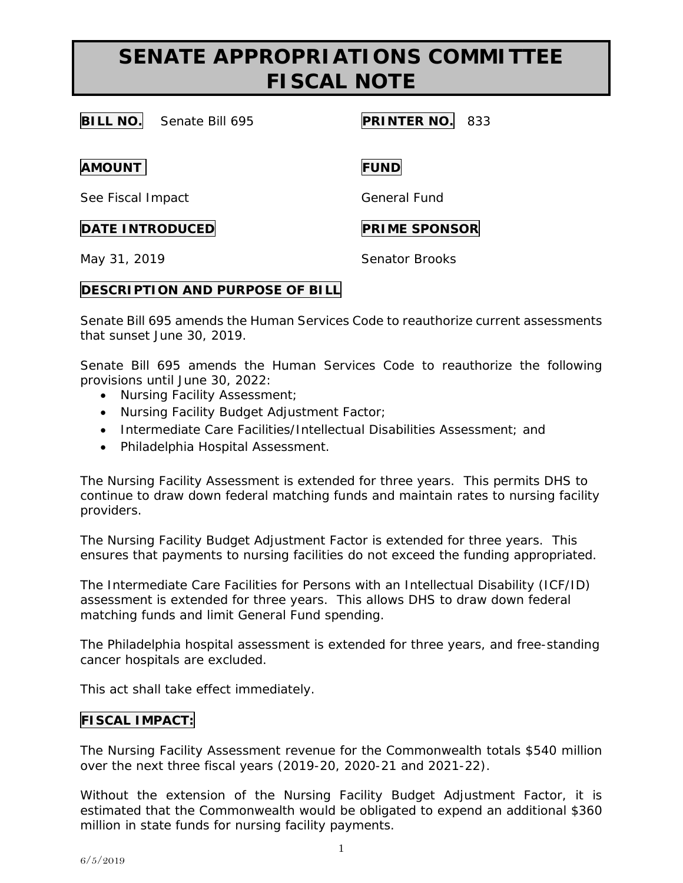# SENATE APPROPRIATIONS COMMITTEE FISCAL NOTE

**BILL NO.** Senate Bill 695

**PRINTER NO.** 833

**AMOUNT**

See Fiscal Impact

**FUND**

General Fund

**DATE INTRODUCED**

May 31, 2019

**PRIME SPONSOR**

Senator Brooks

**DESCRIPTION AND PURPOSE OF BILL**

Senate Bill 695 amends the Human Services Code to reauthorize current assessments that sunset June 30, 2019.

Senate Bill 695 amends the Human Services Code to reauthorize the following provisions until June 30, 2022:

- Nursing Facility Assessment;
- Nursing Facility Budget Adjustment Factor;
- Intermediate Care Facilities/Intellectual Disabilities Assessment; and
- Philadelphia Hospital Assessment.

The Nursing Facility Assessment is extended for three years. This permits DHS to continue to draw down federal matching funds and maintain rates to nursing facility providers.

The Nursing Facility Budget Adjustment Factor is extended for three years. This ensures that payments to nursing facilities do not exceed the funding appropriated.

The Intermediate Care Facilities for Persons with an Intellectual Disability (ICF/ID) assessment is extended for three years. This allows DHS to draw down federal matching funds and limit General Fund spending.

The Philadelphia hospital assessment is extended for three years, and free-standing cancer hospitals are excluded.

This act shall take effect immediately.

**FISCAL IMPACT:**

The Nursing Facility Assessment revenue for the Commonwealth totals $540 million over the next three fiscal years (2019-20, 2020-21 and 2021-22).

Without the extension of the Nursing Facility Budget Adjustment Factor, it is estimated that the Commonwealth would be obligated to expend an additional $360 million in state funds for nursing facility payments.

6/5/2019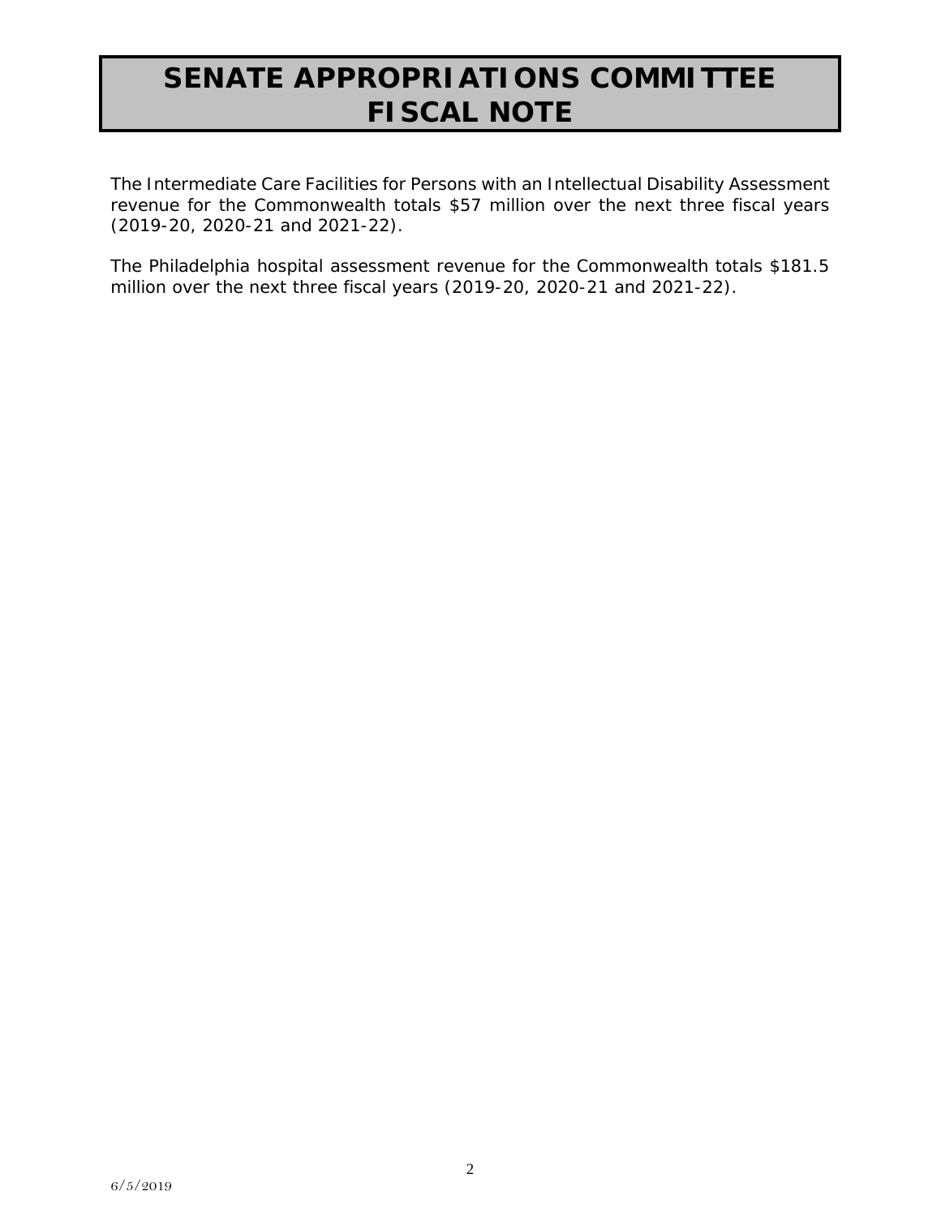# SENATE APPROPRIATIONS COMMITTEE FISCAL NOTE

The Intermediate Care Facilities for Persons with an Intellectual Disability Assessment revenue for the Commonwealth totals $57 million over the next three fiscal years (2019-20, 2020-21 and 2021-22).

The Philadelphia hospital assessment revenue for the Commonwealth totals $181.5 million over the next three fiscal years (2019-20, 2020-21 and 2021-22).